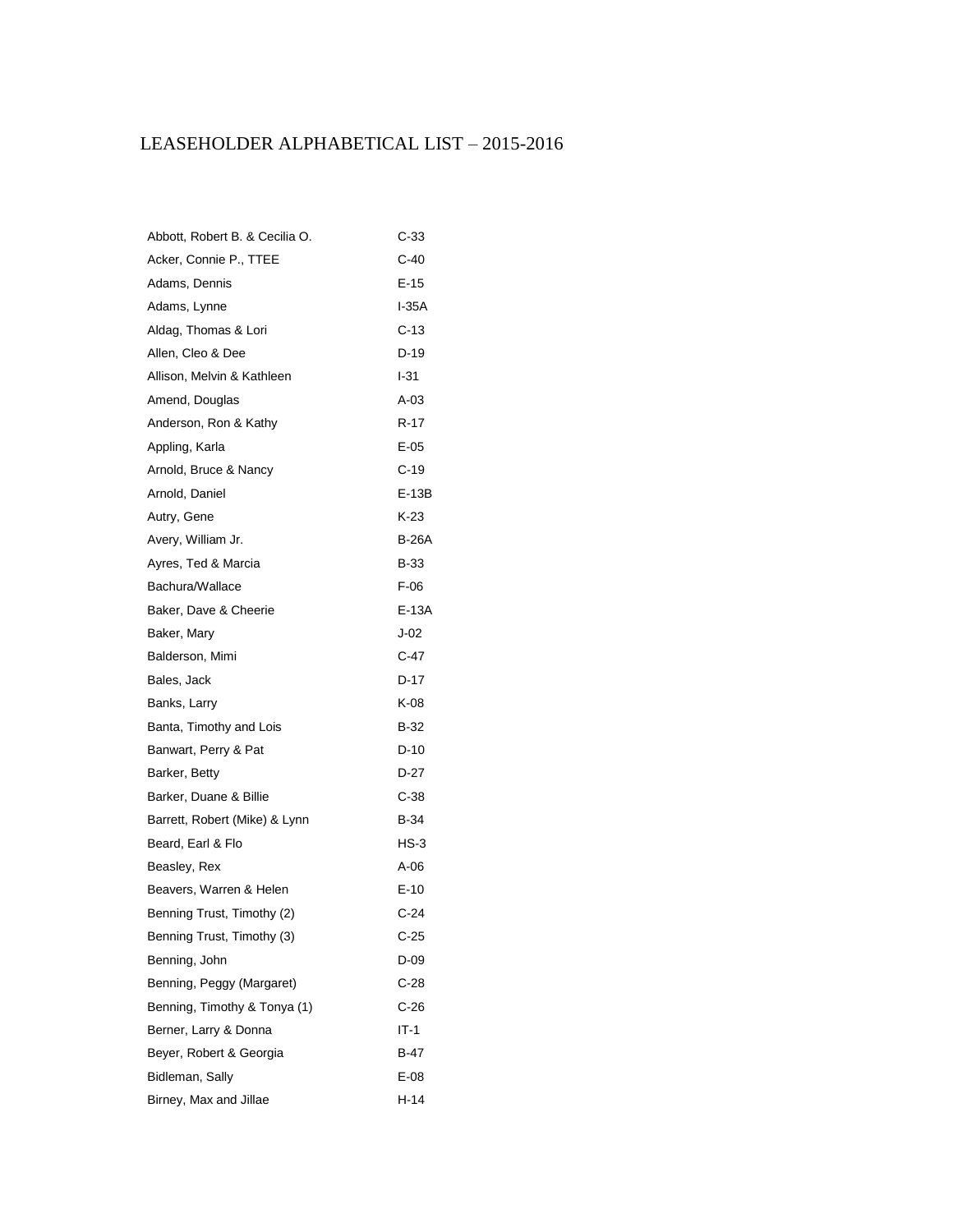# LEASEHOLDER ALPHABETICAL LIST – 2015-2016

| | |
|---|---|
| Abbott, Robert B. & Cecilia O. | C-33 |
| Acker, Connie P., TTEE | C-40 |
| Adams, Dennis | E-15 |
| Adams, Lynne | I-35A |
| Aldag, Thomas & Lori | C-13 |
| Allen, Cleo & Dee | D-19 |
| Allison, Melvin & Kathleen | I-31 |
| Amend, Douglas | A-03 |
| Anderson, Ron & Kathy | R-17 |
| Appling, Karla | E-05 |
| Arnold, Bruce & Nancy | C-19 |
| Arnold, Daniel | E-13B |
| Autry, Gene | K-23 |
| Avery, William Jr. | B-26A |
| Ayres, Ted & Marcia | B-33 |
| Bachura/Wallace | F-06 |
| Baker, Dave & Cheerie | E-13A |
| Baker, Mary | J-02 |
| Balderson, Mimi | C-47 |
| Bales, Jack | D-17 |
| Banks, Larry | K-08 |
| Banta, Timothy and Lois | B-32 |
| Banwart, Perry & Pat | D-10 |
| Barker, Betty | D-27 |
| Barker, Duane & Billie | C-38 |
| Barrett, Robert (Mike) & Lynn | B-34 |
| Beard, Earl & Flo | HS-3 |
| Beasley, Rex | A-06 |
| Beavers, Warren & Helen | E-10 |
| Benning Trust, Timothy (2) | C-24 |
| Benning Trust, Timothy (3) | C-25 |
| Benning, John | D-09 |
| Benning, Peggy (Margaret) | C-28 |
| Benning, Timothy & Tonya (1) | C-26 |
| Berner, Larry & Donna | IT-1 |
| Beyer, Robert & Georgia | B-47 |
| Bidleman, Sally | E-08 |
| Birney, Max and Jillae | H-14 |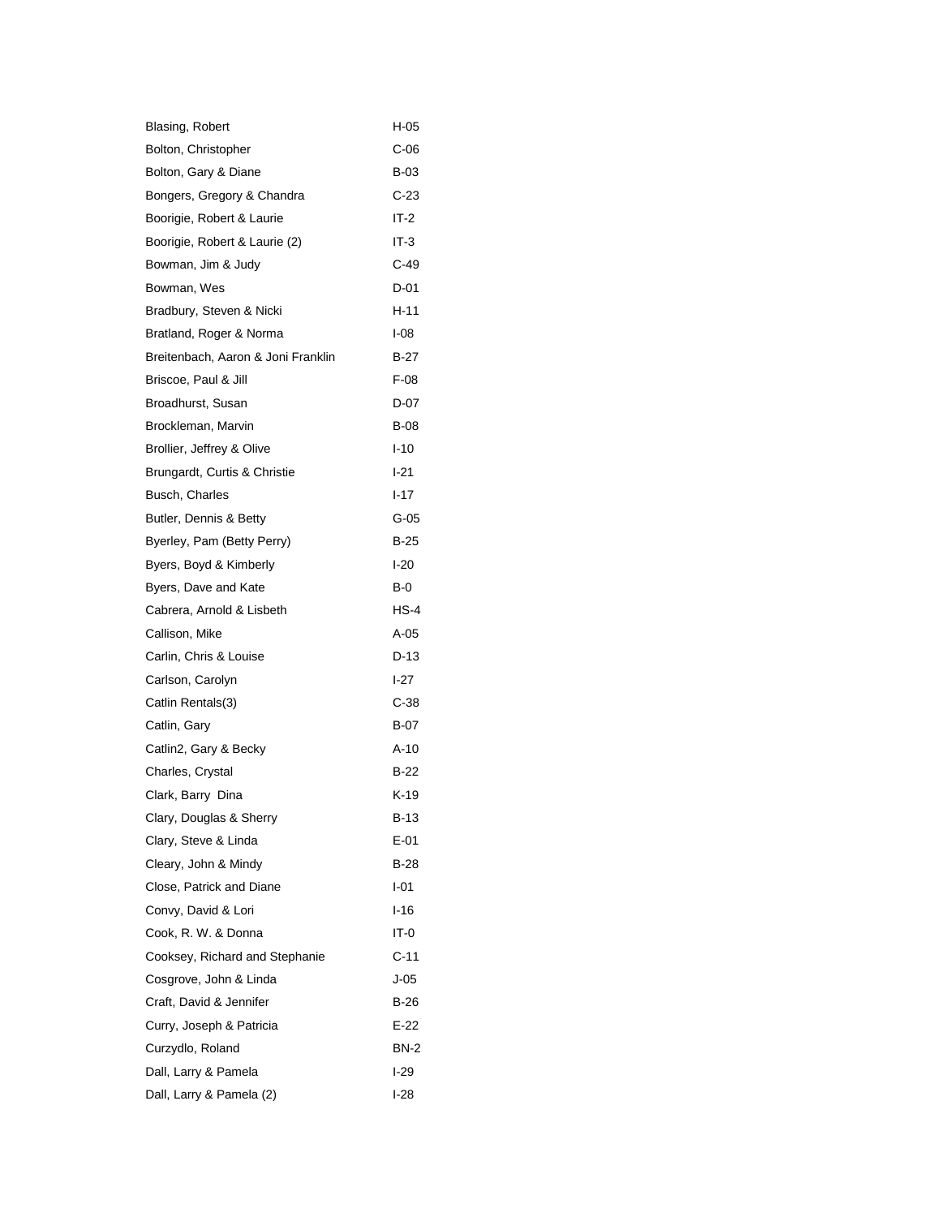| | |
|---|---|
| Blasing, Robert | H-05 |
| Bolton, Christopher | C-06 |
| Bolton, Gary & Diane | B-03 |
| Bongers, Gregory & Chandra | C-23 |
| Boorigie, Robert & Laurie | IT-2 |
| Boorigie, Robert & Laurie (2) | IT-3 |
| Bowman, Jim & Judy | C-49 |
| Bowman, Wes | D-01 |
| Bradbury, Steven & Nicki | H-11 |
| Bratland, Roger & Norma | I-08 |
| Breitenbach, Aaron & Joni Franklin | B-27 |
| Briscoe, Paul & Jill | F-08 |
| Broadhurst, Susan | D-07 |
| Brockleman, Marvin | B-08 |
| Brollier, Jeffrey & Olive | I-10 |
| Brungardt, Curtis & Christie | I-21 |
| Busch, Charles | I-17 |
| Butler, Dennis & Betty | G-05 |
| Byerley, Pam (Betty Perry) | B-25 |
| Byers, Boyd & Kimberly | I-20 |
| Byers, Dave and Kate | B-0 |
| Cabrera, Arnold & Lisbeth | HS-4 |
| Callison, Mike | A-05 |
| Carlin, Chris & Louise | D-13 |
| Carlson, Carolyn | I-27 |
| Catlin Rentals(3) | C-38 |
| Catlin, Gary | B-07 |
| Catlin2, Gary & Becky | A-10 |
| Charles, Crystal | B-22 |
| Clark, Barry  Dina | K-19 |
| Clary, Douglas & Sherry | B-13 |
| Clary, Steve & Linda | E-01 |
| Cleary, John & Mindy | B-28 |
| Close, Patrick and Diane | I-01 |
| Convy, David & Lori | I-16 |
| Cook, R. W. & Donna | IT-0 |
| Cooksey, Richard and Stephanie | C-11 |
| Cosgrove, John & Linda | J-05 |
| Craft, David & Jennifer | B-26 |
| Curry, Joseph & Patricia | E-22 |
| Curzydlo, Roland | BN-2 |
| Dall, Larry & Pamela | I-29 |
| Dall, Larry & Pamela (2) | I-28 |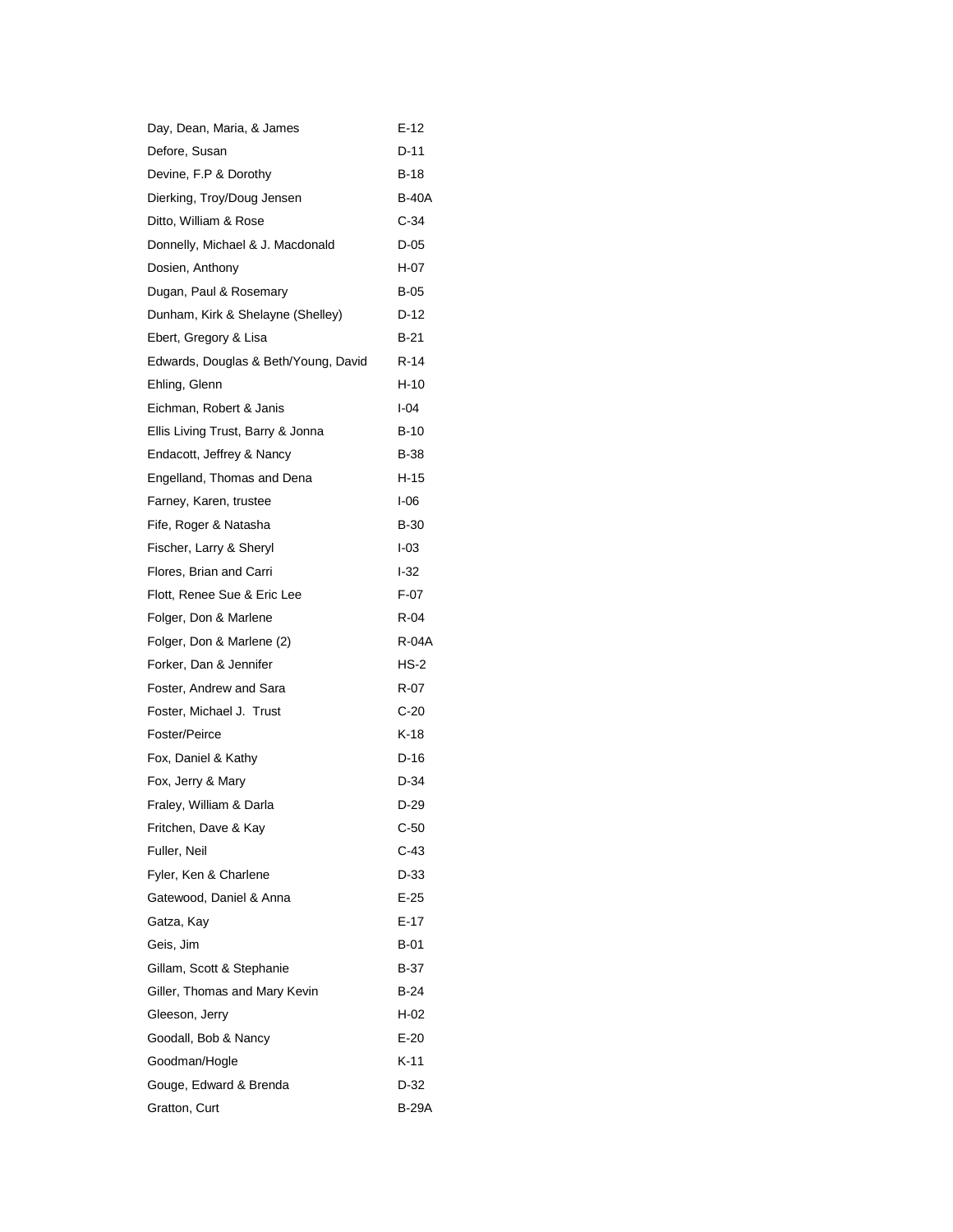| | |
|---|---|
| Day, Dean, Maria, & James | E-12 |
| Defore, Susan | D-11 |
| Devine, F.P & Dorothy | B-18 |
| Dierking, Troy/Doug Jensen | B-40A |
| Ditto, William & Rose | C-34 |
| Donnelly, Michael & J. Macdonald | D-05 |
| Dosien, Anthony | H-07 |
| Dugan, Paul & Rosemary | B-05 |
| Dunham, Kirk & Shelayne (Shelley) | D-12 |
| Ebert, Gregory & Lisa | B-21 |
| Edwards, Douglas & Beth/Young, David | R-14 |
| Ehling, Glenn | H-10 |
| Eichman, Robert & Janis | I-04 |
| Ellis Living Trust, Barry & Jonna | B-10 |
| Endacott, Jeffrey & Nancy | B-38 |
| Engelland, Thomas and Dena | H-15 |
| Farney, Karen, trustee | I-06 |
| Fife, Roger & Natasha | B-30 |
| Fischer, Larry & Sheryl | I-03 |
| Flores, Brian and Carri | I-32 |
| Flott, Renee Sue & Eric Lee | F-07 |
| Folger, Don & Marlene | R-04 |
| Folger, Don & Marlene (2) | R-04A |
| Forker, Dan & Jennifer | HS-2 |
| Foster, Andrew and Sara | R-07 |
| Foster, Michael J. Trust | C-20 |
| Foster/Peirce | K-18 |
| Fox, Daniel & Kathy | D-16 |
| Fox, Jerry & Mary | D-34 |
| Fraley, William & Darla | D-29 |
| Fritchen, Dave & Kay | C-50 |
| Fuller, Neil | C-43 |
| Fyler, Ken & Charlene | D-33 |
| Gatewood, Daniel & Anna | E-25 |
| Gatza, Kay | E-17 |
| Geis, Jim | B-01 |
| Gillam, Scott & Stephanie | B-37 |
| Giller, Thomas and Mary Kevin | B-24 |
| Gleeson, Jerry | H-02 |
| Goodall, Bob & Nancy | E-20 |
| Goodman/Hogle | K-11 |
| Gouge, Edward & Brenda | D-32 |
| Gratton, Curt | B-29A |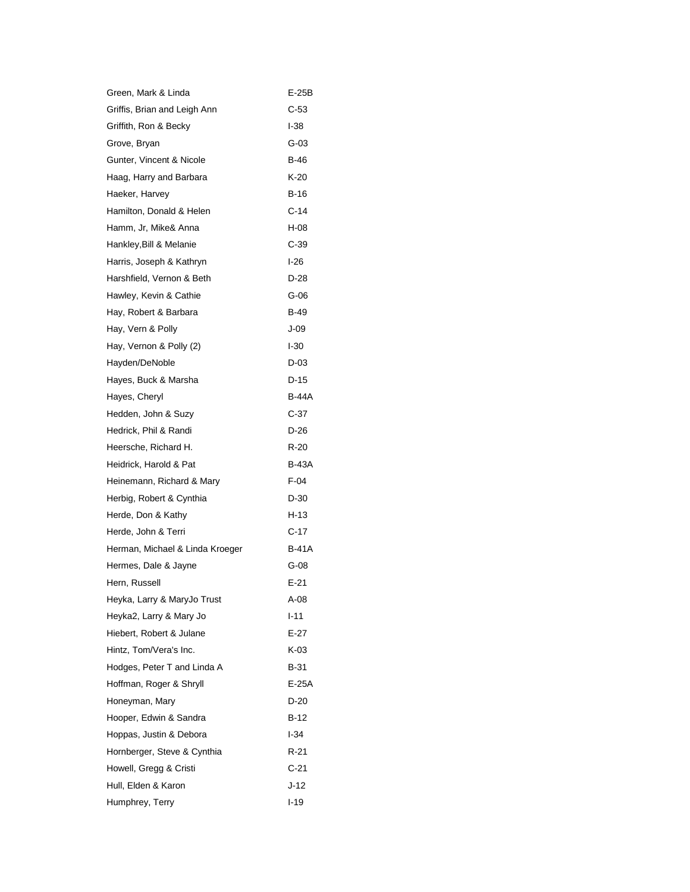| | |
|---|---|
| Green, Mark & Linda | E-25B |
| Griffis, Brian and Leigh Ann | C-53 |
| Griffith, Ron & Becky | I-38 |
| Grove, Bryan | G-03 |
| Gunter, Vincent & Nicole | B-46 |
| Haag, Harry and Barbara | K-20 |
| Haeker, Harvey | B-16 |
| Hamilton, Donald & Helen | C-14 |
| Hamm, Jr, Mike& Anna | H-08 |
| Hankley,Bill & Melanie | C-39 |
| Harris, Joseph & Kathryn | I-26 |
| Harshfield, Vernon & Beth | D-28 |
| Hawley, Kevin & Cathie | G-06 |
| Hay, Robert & Barbara | B-49 |
| Hay, Vern & Polly | J-09 |
| Hay, Vernon & Polly (2) | I-30 |
| Hayden/DeNoble | D-03 |
| Hayes, Buck & Marsha | D-15 |
| Hayes, Cheryl | B-44A |
| Hedden, John & Suzy | C-37 |
| Hedrick, Phil & Randi | D-26 |
| Heersche, Richard H. | R-20 |
| Heidrick, Harold & Pat | B-43A |
| Heinemann, Richard & Mary | F-04 |
| Herbig, Robert & Cynthia | D-30 |
| Herde, Don & Kathy | H-13 |
| Herde, John & Terri | C-17 |
| Herman, Michael & Linda Kroeger | B-41A |
| Hermes, Dale & Jayne | G-08 |
| Hern, Russell | E-21 |
| Heyka, Larry & MaryJo Trust | A-08 |
| Heyka2, Larry & Mary Jo | I-11 |
| Hiebert, Robert & Julane | E-27 |
| Hintz, Tom/Vera's Inc. | K-03 |
| Hodges, Peter T and Linda A | B-31 |
| Hoffman, Roger & Shryll | E-25A |
| Honeyman, Mary | D-20 |
| Hooper, Edwin & Sandra | B-12 |
| Hoppas, Justin & Debora | I-34 |
| Hornberger, Steve & Cynthia | R-21 |
| Howell, Gregg & Cristi | C-21 |
| Hull, Elden & Karon | J-12 |
| Humphrey, Terry | I-19 |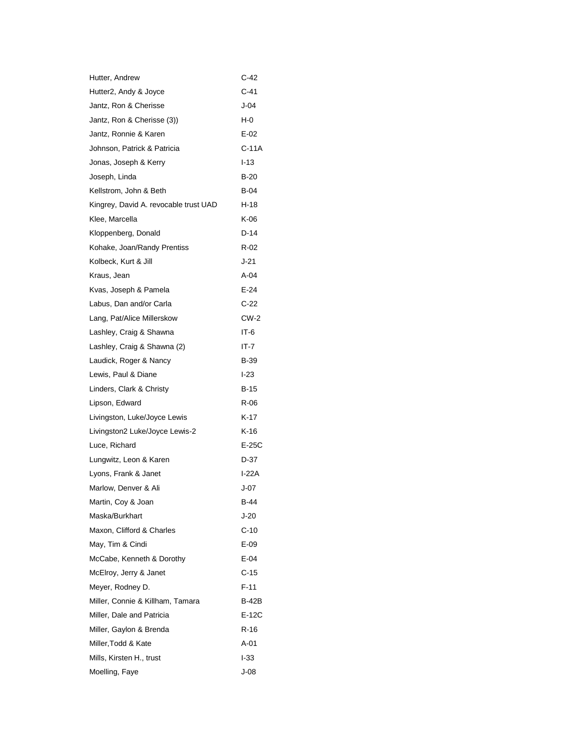| | |
|---|---|
| Hutter, Andrew | C-42 |
| Hutter2, Andy & Joyce | C-41 |
| Jantz, Ron & Cherisse | J-04 |
| Jantz, Ron & Cherisse (3)) | H-0 |
| Jantz, Ronnie & Karen | E-02 |
| Johnson, Patrick & Patricia | C-11A |
| Jonas, Joseph & Kerry | I-13 |
| Joseph, Linda | B-20 |
| Kellstrom, John & Beth | B-04 |
| Kingrey, David A. revocable trust UAD | H-18 |
| Klee, Marcella | K-06 |
| Kloppenberg, Donald | D-14 |
| Kohake, Joan/Randy Prentiss | R-02 |
| Kolbeck, Kurt & Jill | J-21 |
| Kraus, Jean | A-04 |
| Kvas, Joseph & Pamela | E-24 |
| Labus, Dan and/or Carla | C-22 |
| Lang, Pat/Alice Millerskow | CW-2 |
| Lashley, Craig & Shawna | IT-6 |
| Lashley, Craig & Shawna (2) | IT-7 |
| Laudick, Roger & Nancy | B-39 |
| Lewis, Paul & Diane | I-23 |
| Linders, Clark & Christy | B-15 |
| Lipson, Edward | R-06 |
| Livingston, Luke/Joyce Lewis | K-17 |
| Livingston2 Luke/Joyce Lewis-2 | K-16 |
| Luce, Richard | E-25C |
| Lungwitz, Leon & Karen | D-37 |
| Lyons, Frank & Janet | I-22A |
| Marlow, Denver & Ali | J-07 |
| Martin, Coy & Joan | B-44 |
| Maska/Burkhart | J-20 |
| Maxon, Clifford & Charles | C-10 |
| May, Tim & Cindi | E-09 |
| McCabe, Kenneth & Dorothy | E-04 |
| McElroy, Jerry & Janet | C-15 |
| Meyer, Rodney D. | F-11 |
| Miller, Connie & Killham, Tamara | B-42B |
| Miller, Dale and Patricia | E-12C |
| Miller, Gaylon & Brenda | R-16 |
| Miller,Todd & Kate | A-01 |
| Mills, Kirsten H., trust | I-33 |
| Moelling, Faye | J-08 |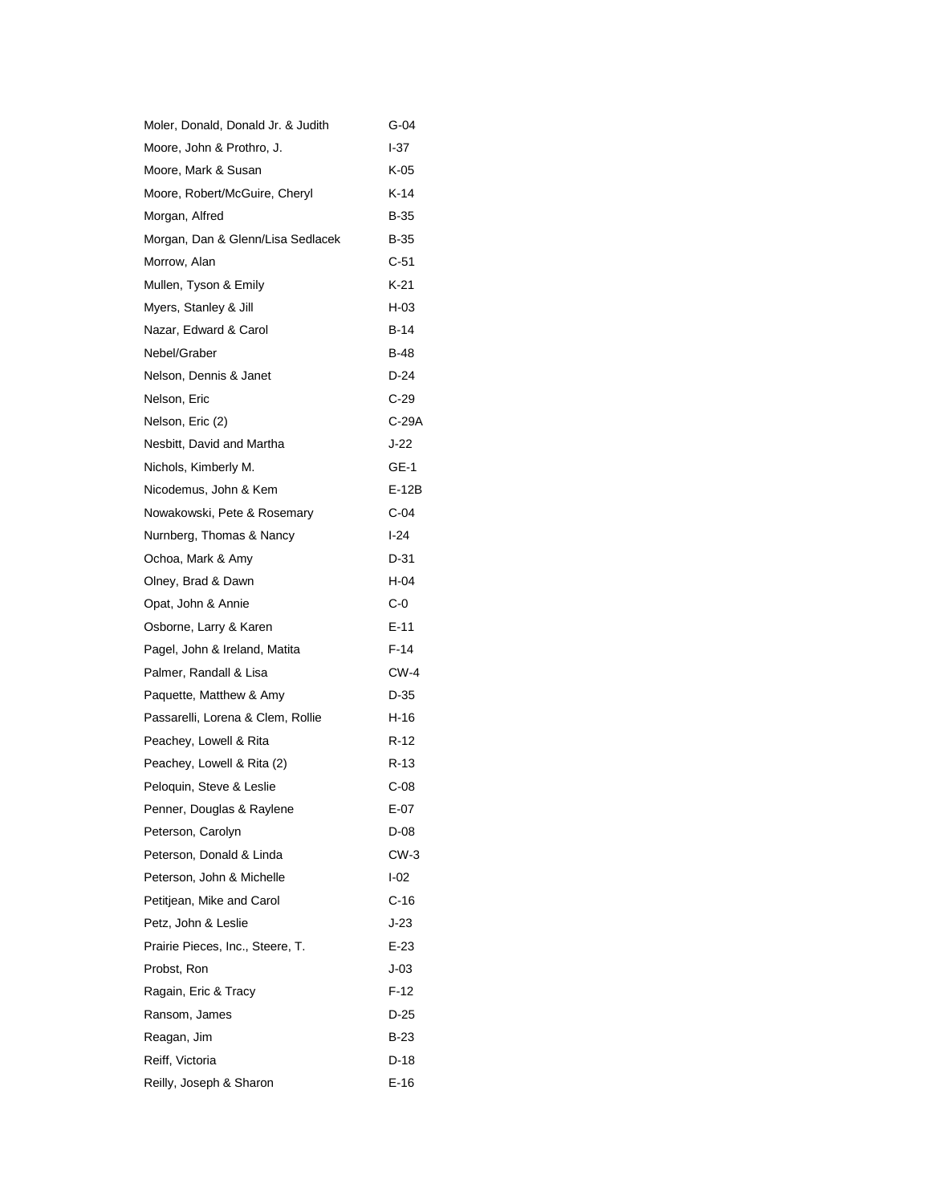| | |
|---|---|
| Moler, Donald, Donald Jr. & Judith | G-04 |
| Moore, John & Prothro, J. | I-37 |
| Moore, Mark & Susan | K-05 |
| Moore, Robert/McGuire, Cheryl | K-14 |
| Morgan, Alfred | B-35 |
| Morgan, Dan & Glenn/Lisa Sedlacek | B-35 |
| Morrow, Alan | C-51 |
| Mullen, Tyson & Emily | K-21 |
| Myers, Stanley & Jill | H-03 |
| Nazar, Edward & Carol | B-14 |
| Nebel/Graber | B-48 |
| Nelson, Dennis & Janet | D-24 |
| Nelson, Eric | C-29 |
| Nelson, Eric (2) | C-29A |
| Nesbitt, David and Martha | J-22 |
| Nichols, Kimberly M. | GE-1 |
| Nicodemus, John & Kem | E-12B |
| Nowakowski, Pete & Rosemary | C-04 |
| Nurnberg, Thomas & Nancy | I-24 |
| Ochoa, Mark & Amy | D-31 |
| Olney, Brad & Dawn | H-04 |
| Opat, John & Annie | C-0 |
| Osborne, Larry & Karen | E-11 |
| Pagel, John & Ireland, Matita | F-14 |
| Palmer, Randall & Lisa | CW-4 |
| Paquette, Matthew & Amy | D-35 |
| Passarelli, Lorena & Clem, Rollie | H-16 |
| Peachey, Lowell & Rita | R-12 |
| Peachey, Lowell & Rita (2) | R-13 |
| Peloquin, Steve & Leslie | C-08 |
| Penner, Douglas & Raylene | E-07 |
| Peterson, Carolyn | D-08 |
| Peterson, Donald & Linda | CW-3 |
| Peterson, John & Michelle | I-02 |
| Petitjean, Mike and Carol | C-16 |
| Petz, John & Leslie | J-23 |
| Prairie Pieces, Inc., Steere, T. | E-23 |
| Probst, Ron | J-03 |
| Ragain, Eric & Tracy | F-12 |
| Ransom, James | D-25 |
| Reagan, Jim | B-23 |
| Reiff, Victoria | D-18 |
| Reilly, Joseph & Sharon | E-16 |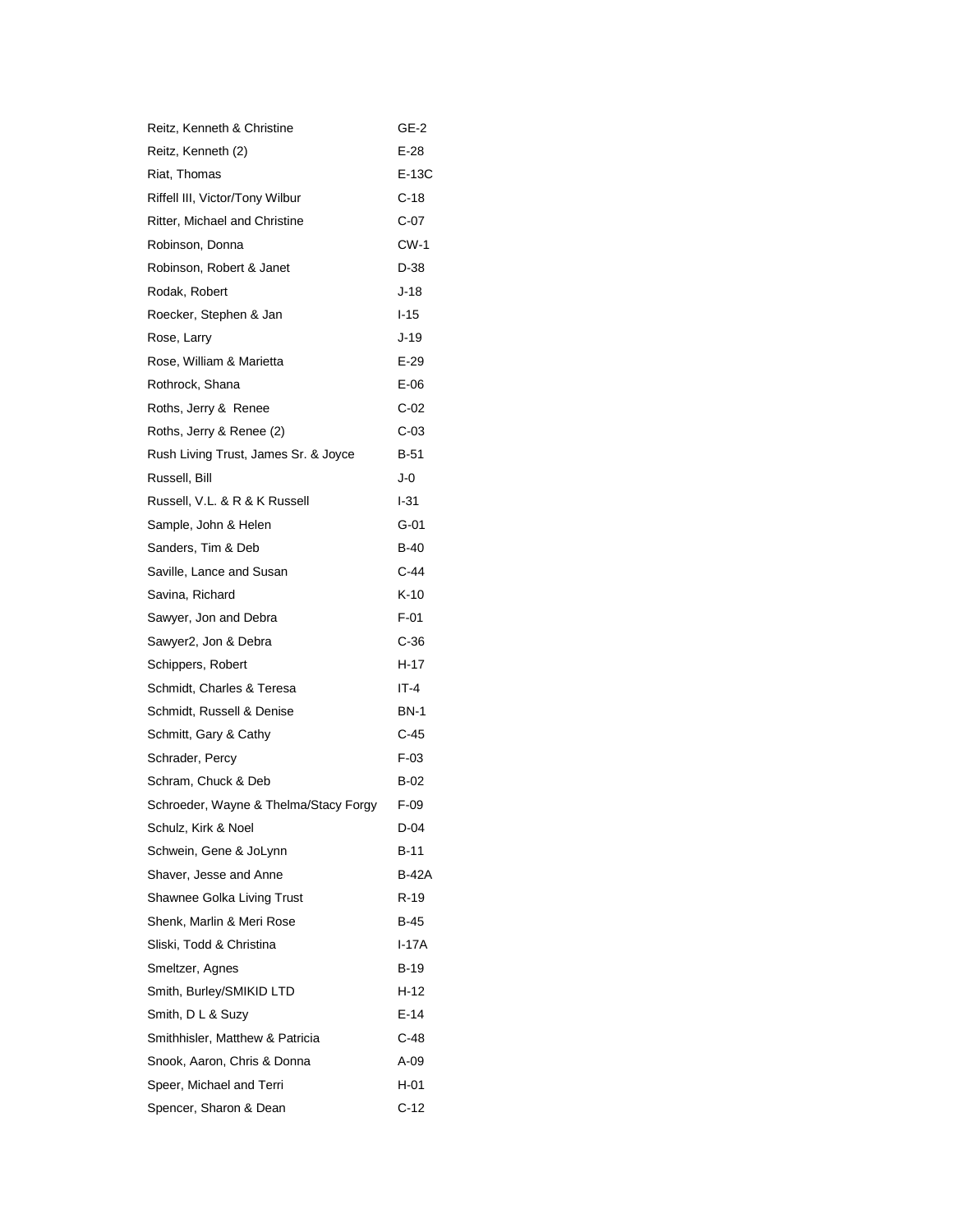| | |
|---|---|
| Reitz, Kenneth & Christine | GE-2 |
| Reitz, Kenneth (2) | E-28 |
| Riat, Thomas | E-13C |
| Riffell III, Victor/Tony Wilbur | C-18 |
| Ritter, Michael and Christine | C-07 |
| Robinson, Donna | CW-1 |
| Robinson, Robert & Janet | D-38 |
| Rodak, Robert | J-18 |
| Roecker, Stephen & Jan | I-15 |
| Rose, Larry | J-19 |
| Rose, William & Marietta | E-29 |
| Rothrock, Shana | E-06 |
| Roths, Jerry & Renee | C-02 |
| Roths, Jerry & Renee (2) | C-03 |
| Rush Living Trust, James Sr. & Joyce | B-51 |
| Russell, Bill | J-0 |
| Russell, V.L. & R & K Russell | I-31 |
| Sample, John & Helen | G-01 |
| Sanders, Tim & Deb | B-40 |
| Saville, Lance and Susan | C-44 |
| Savina, Richard | K-10 |
| Sawyer, Jon and Debra | F-01 |
| Sawyer2, Jon & Debra | C-36 |
| Schippers, Robert | H-17 |
| Schmidt, Charles & Teresa | IT-4 |
| Schmidt, Russell & Denise | BN-1 |
| Schmitt, Gary & Cathy | C-45 |
| Schrader, Percy | F-03 |
| Schram, Chuck & Deb | B-02 |
| Schroeder, Wayne & Thelma/Stacy Forgy | F-09 |
| Schulz, Kirk & Noel | D-04 |
| Schwein, Gene & JoLynn | B-11 |
| Shaver, Jesse and Anne | B-42A |
| Shawnee Golka Living Trust | R-19 |
| Shenk, Marlin & Meri Rose | B-45 |
| Sliski, Todd & Christina | I-17A |
| Smeltzer, Agnes | B-19 |
| Smith, Burley/SMIKID LTD | H-12 |
| Smith, D L & Suzy | E-14 |
| Smithhisler, Matthew & Patricia | C-48 |
| Snook, Aaron, Chris & Donna | A-09 |
| Speer, Michael and Terri | H-01 |
| Spencer, Sharon & Dean | C-12 |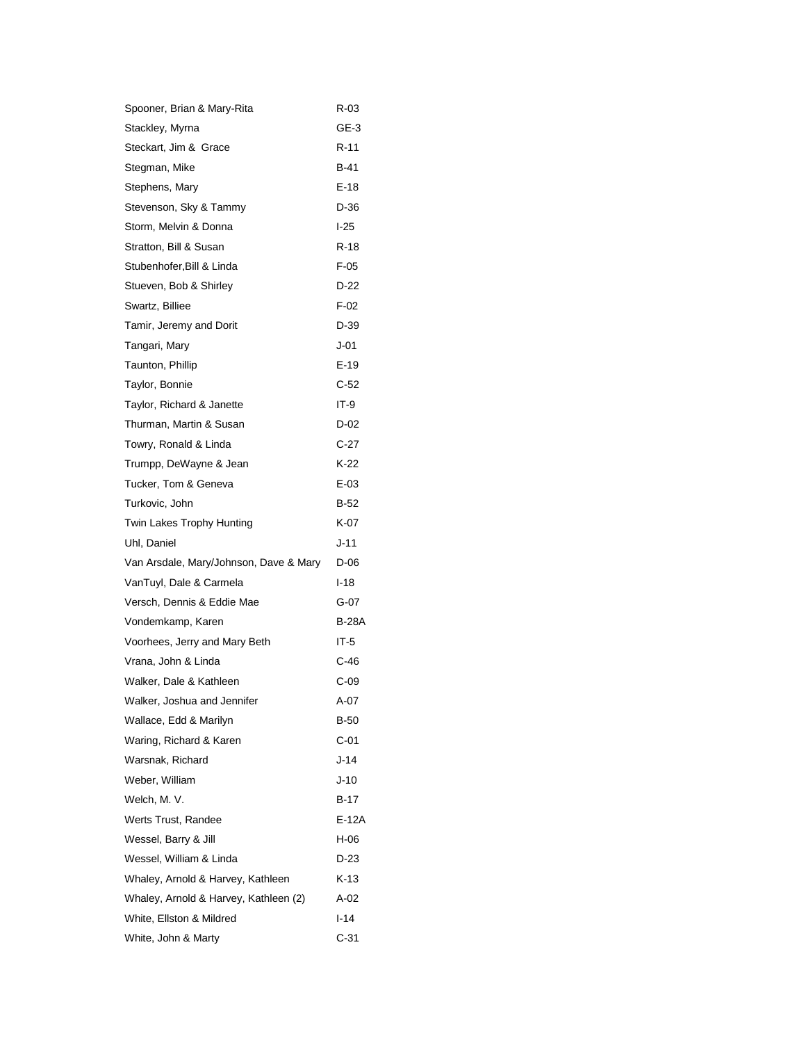| | |
|---|---|
| Spooner, Brian & Mary-Rita | R-03 |
| Stackley, Myrna | GE-3 |
| Steckart, Jim & Grace | R-11 |
| Stegman, Mike | B-41 |
| Stephens, Mary | E-18 |
| Stevenson, Sky & Tammy | D-36 |
| Storm, Melvin & Donna | I-25 |
| Stratton, Bill & Susan | R-18 |
| Stubenhofer,Bill & Linda | F-05 |
| Stueven, Bob & Shirley | D-22 |
| Swartz, Billiee | F-02 |
| Tamir, Jeremy and Dorit | D-39 |
| Tangari, Mary | J-01 |
| Taunton, Phillip | E-19 |
| Taylor, Bonnie | C-52 |
| Taylor, Richard & Janette | IT-9 |
| Thurman, Martin & Susan | D-02 |
| Towry, Ronald & Linda | C-27 |
| Trumpp, DeWayne & Jean | K-22 |
| Tucker, Tom & Geneva | E-03 |
| Turkovic, John | B-52 |
| Twin Lakes Trophy Hunting | K-07 |
| Uhl, Daniel | J-11 |
| Van Arsdale, Mary/Johnson, Dave & Mary | D-06 |
| VanTuyl, Dale & Carmela | I-18 |
| Versch, Dennis & Eddie Mae | G-07 |
| Vondemkamp, Karen | B-28A |
| Voorhees, Jerry and Mary Beth | IT-5 |
| Vrana, John & Linda | C-46 |
| Walker, Dale & Kathleen | C-09 |
| Walker, Joshua and Jennifer | A-07 |
| Wallace, Edd & Marilyn | B-50 |
| Waring, Richard & Karen | C-01 |
| Warsnak, Richard | J-14 |
| Weber, William | J-10 |
| Welch, M. V. | B-17 |
| Werts Trust, Randee | E-12A |
| Wessel, Barry & Jill | H-06 |
| Wessel, William & Linda | D-23 |
| Whaley, Arnold & Harvey, Kathleen | K-13 |
| Whaley, Arnold & Harvey, Kathleen (2) | A-02 |
| White, Ellston & Mildred | I-14 |
| White, John & Marty | C-31 |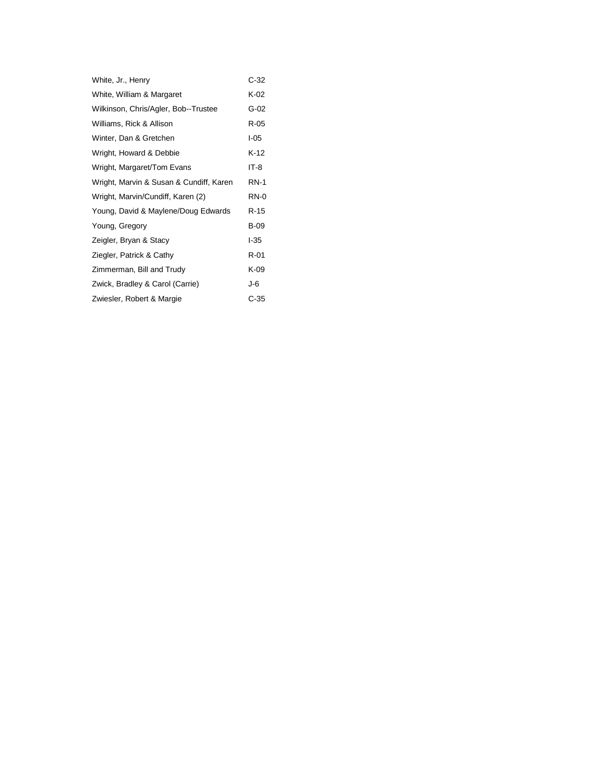| | |
|---|---|
| White, Jr., Henry | C-32 |
| White, William & Margaret | K-02 |
| Wilkinson, Chris/Agler, Bob--Trustee | G-02 |
| Williams, Rick & Allison | R-05 |
| Winter, Dan & Gretchen | I-05 |
| Wright, Howard & Debbie | K-12 |
| Wright, Margaret/Tom Evans | IT-8 |
| Wright, Marvin & Susan & Cundiff, Karen | RN-1 |
| Wright, Marvin/Cundiff, Karen (2) | RN-0 |
| Young, David & Maylene/Doug Edwards | R-15 |
| Young, Gregory | B-09 |
| Zeigler, Bryan & Stacy | I-35 |
| Ziegler, Patrick & Cathy | R-01 |
| Zimmerman, Bill and Trudy | K-09 |
| Zwick, Bradley & Carol (Carrie) | J-6 |
| Zwiesler, Robert & Margie | C-35 |